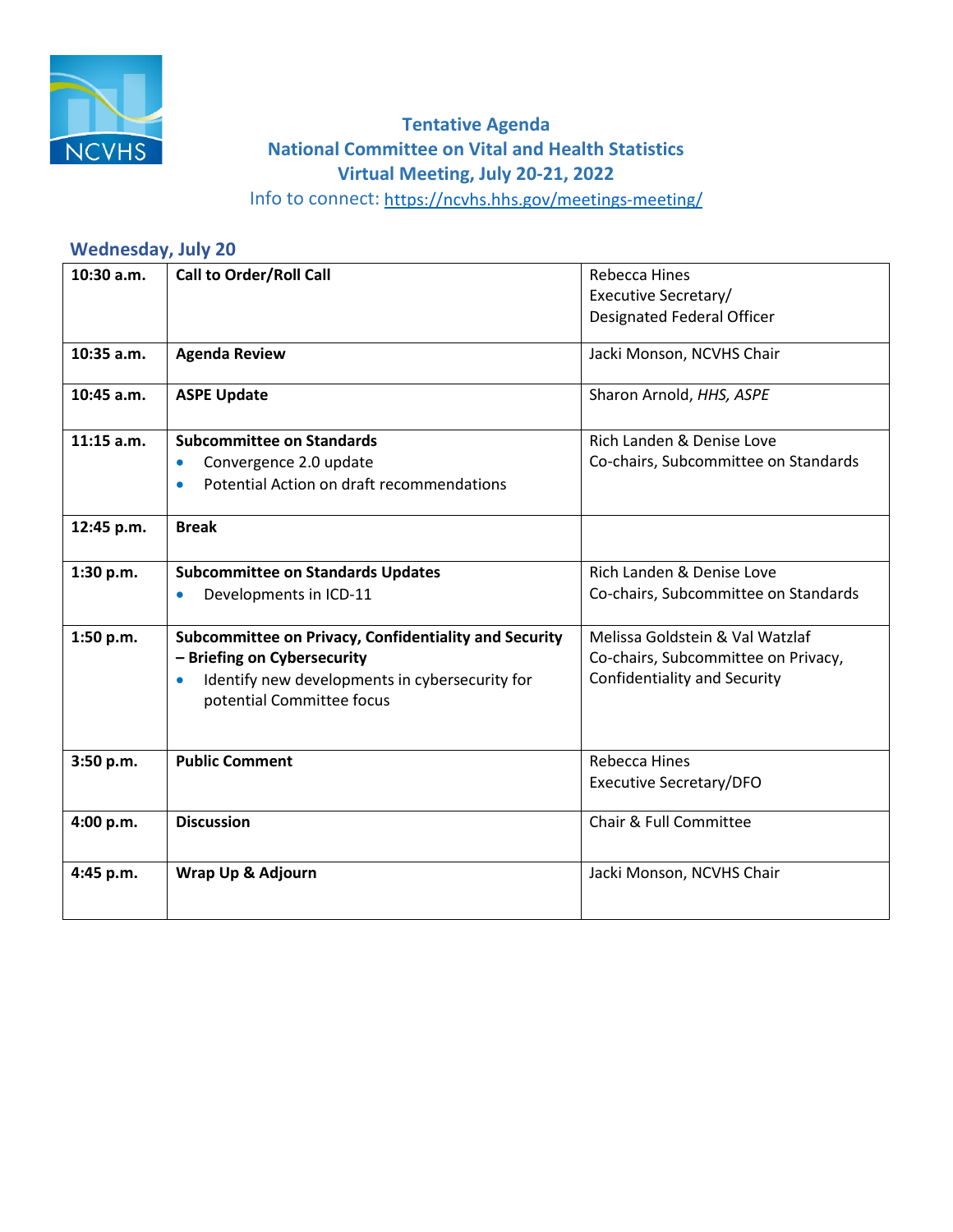# Tentative Agenda
# National Committee on Vital and Health Statistics
# Virtual Meeting, July 20-21, 2022

Info to connect: https://ncvhs.hhs.gov/meetings-meeting/

## Wednesday, July 20

| | | |
|---|---|---|
| **10:30 a.m.** | **Call to Order/Roll Call** | Rebecca Hines<br>Executive Secretary/<br>Designated Federal Officer |
| **10:35 a.m.** | **Agenda Review** | Jacki Monson, NCVHS Chair |
| **10:45 a.m.** | **ASPE Update** | Sharon Arnold, *HHS, ASPE* |
| **11:15 a.m.** | **Subcommittee on Standards**<br>• Convergence 2.0 update<br>• Potential Action on draft recommendations | Rich Landen & Denise Love<br>Co-chairs, Subcommittee on Standards |
| **12:45 p.m.** | **Break** | |
| **1:30 p.m.** | **Subcommittee on Standards Updates**<br>• Developments in ICD-11 | Rich Landen & Denise Love<br>Co-chairs, Subcommittee on Standards |
| **1:50 p.m.** | **Subcommittee on Privacy, Confidentiality and Security – Briefing on Cybersecurity**<br>• Identify new developments in cybersecurity for potential Committee focus | Melissa Goldstein & Val Watzlaf<br>Co-chairs, Subcommittee on Privacy, Confidentiality and Security |
| **3:50 p.m.** | **Public Comment** | Rebecca Hines<br>Executive Secretary/DFO |
| **4:00 p.m.** | **Discussion** | Chair & Full Committee |
| **4:45 p.m.** | **Wrap Up & Adjourn** | Jacki Monson, NCVHS Chair |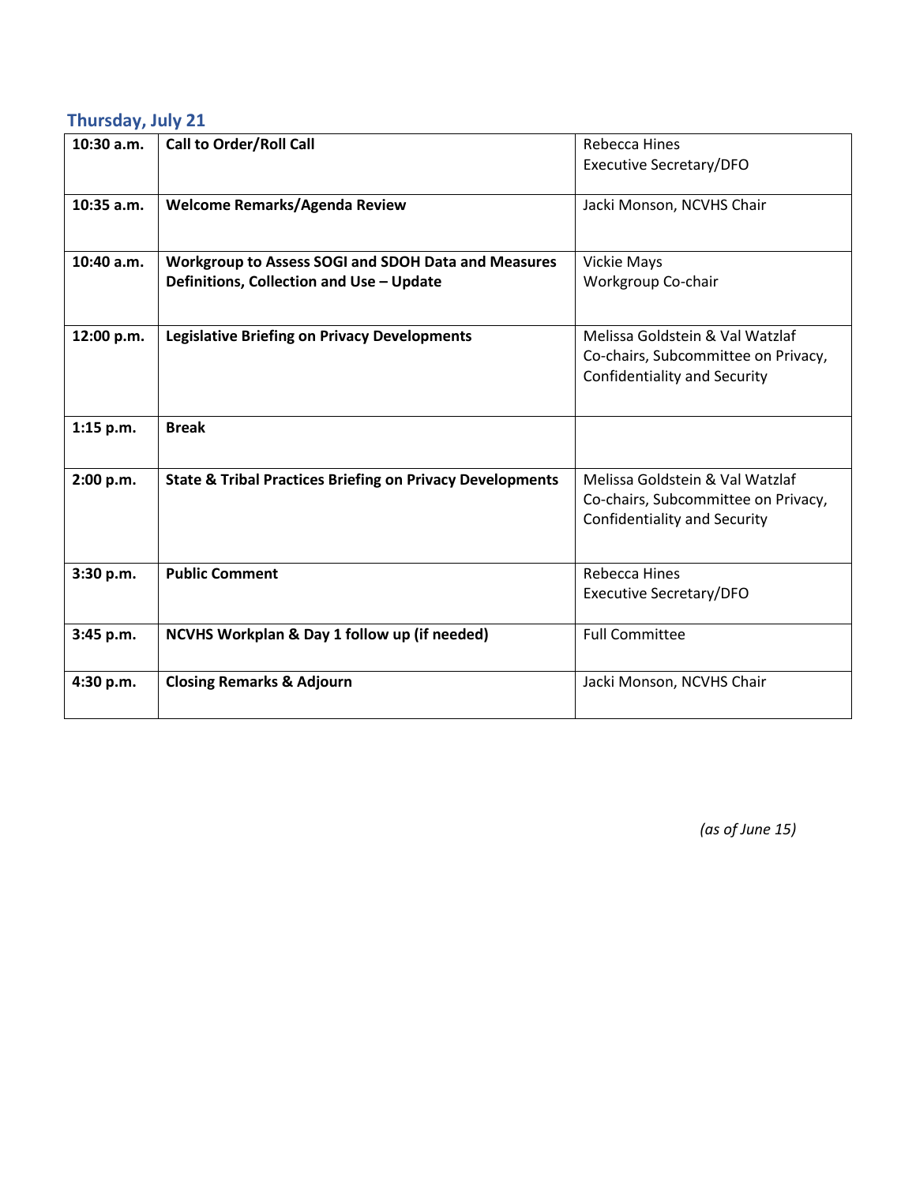## Thursday, July 21

| | | |
|---|---|---|
| **10:30 a.m.** | **Call to Order/Roll Call** | Rebecca Hines<br>Executive Secretary/DFO |
| **10:35 a.m.** | **Welcome Remarks/Agenda Review** | Jacki Monson, NCVHS Chair |
| **10:40 a.m.** | **Workgroup to Assess SOGI and SDOH Data and Measures Definitions, Collection and Use – Update** | Vickie Mays<br>Workgroup Co-chair |
| **12:00 p.m.** | **Legislative Briefing on Privacy Developments** | Melissa Goldstein & Val Watzlaf<br>Co-chairs, Subcommittee on Privacy, Confidentiality and Security |
| **1:15 p.m.** | **Break** | |
| **2:00 p.m.** | **State & Tribal Practices Briefing on Privacy Developments** | Melissa Goldstein & Val Watzlaf<br>Co-chairs, Subcommittee on Privacy, Confidentiality and Security |
| **3:30 p.m.** | **Public Comment** | Rebecca Hines<br>Executive Secretary/DFO |
| **3:45 p.m.** | **NCVHS Workplan & Day 1 follow up (if needed)** | Full Committee |
| **4:30 p.m.** | **Closing Remarks & Adjourn** | Jacki Monson, NCVHS Chair |

*(as of June 15)*